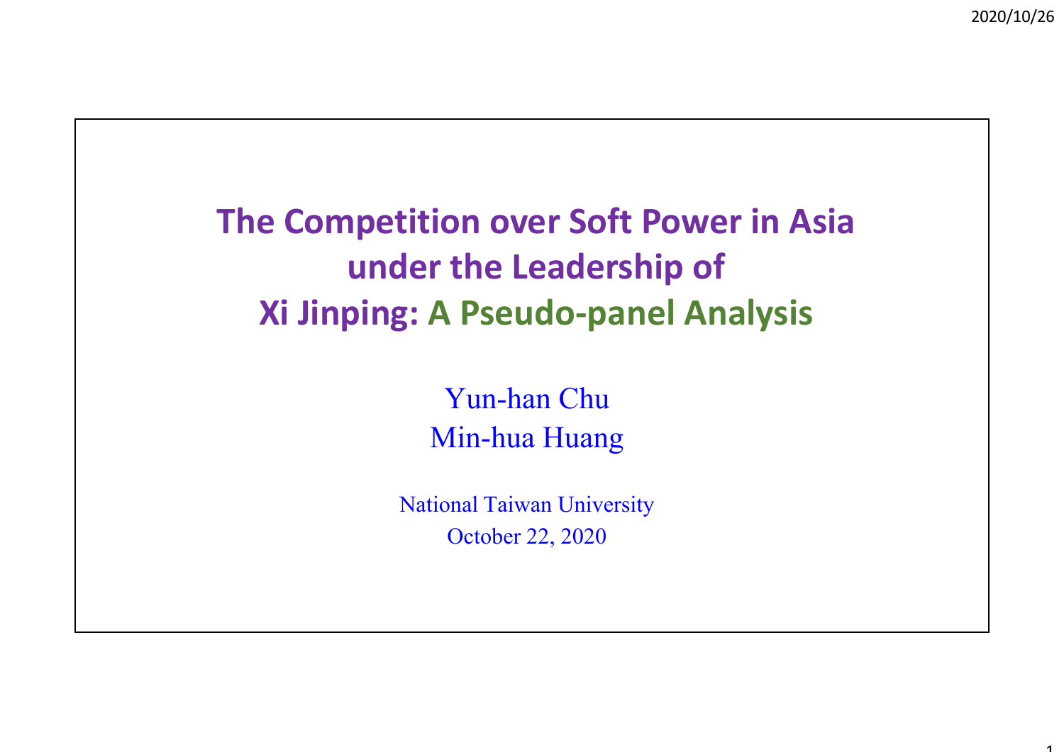# The Competition over Soft Power in Asia under the Leadership of Xi Jinping: A Pseudo-panel Analysis

Yun-han Chu

Min-hua Huang

National Taiwan University

October 22, 2020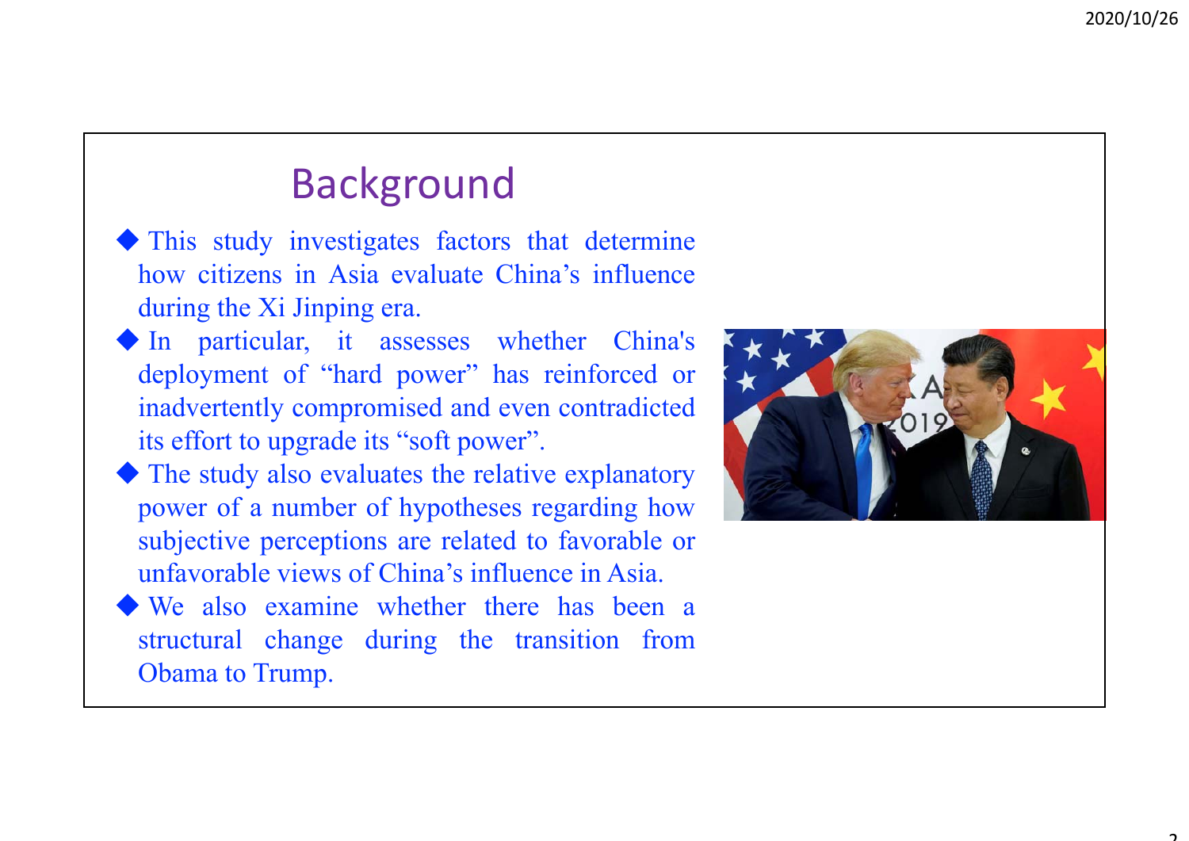# Background

- This study investigates factors that determine how citizens in Asia evaluate China's influence during the Xi Jinping era.
- In particular, it assesses whether China's deployment of "hard power" has reinforced or inadvertently compromised and even contradicted its effort to upgrade its "soft power".
- The study also evaluates the relative explanatory power of a number of hypotheses regarding how subjective perceptions are related to favorable or unfavorable views of China's influence in Asia.
- We also examine whether there has been a structural change during the transition from Obama to Trump.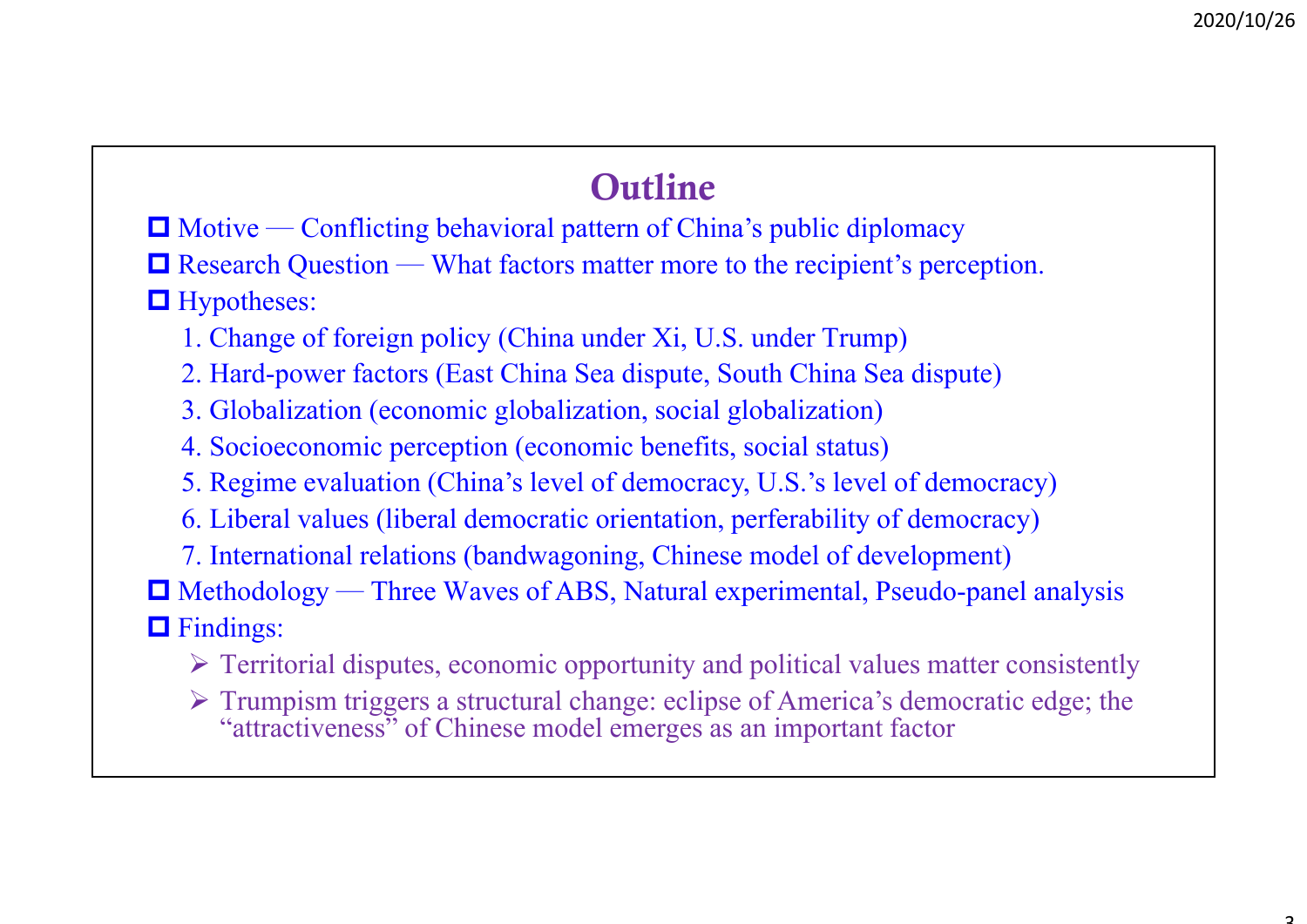# Outline

- Motive — Conflicting behavioral pattern of China's public diplomacy
- Research Question — What factors matter more to the recipient's perception.
- Hypotheses:
    1. Change of foreign policy (China under Xi, U.S. under Trump)
    2. Hard-power factors (East China Sea dispute, South China Sea dispute)
    3. Globalization (economic globalization, social globalization)
    4. Socioeconomic perception (economic benefits, social status)
    5. Regime evaluation (China's level of democracy, U.S.'s level of democracy)
    6. Liberal values (liberal democratic orientation, perferability of democracy)
    7. International relations (bandwagoning, Chinese model of development)
- Methodology — Three Waves of ABS, Natural experimental, Pseudo-panel analysis
- Findings:
    - Territorial disputes, economic opportunity and political values matter consistently
    - Trumpism triggers a structural change: eclipse of America's democratic edge; the "attractiveness" of Chinese model emerges as an important factor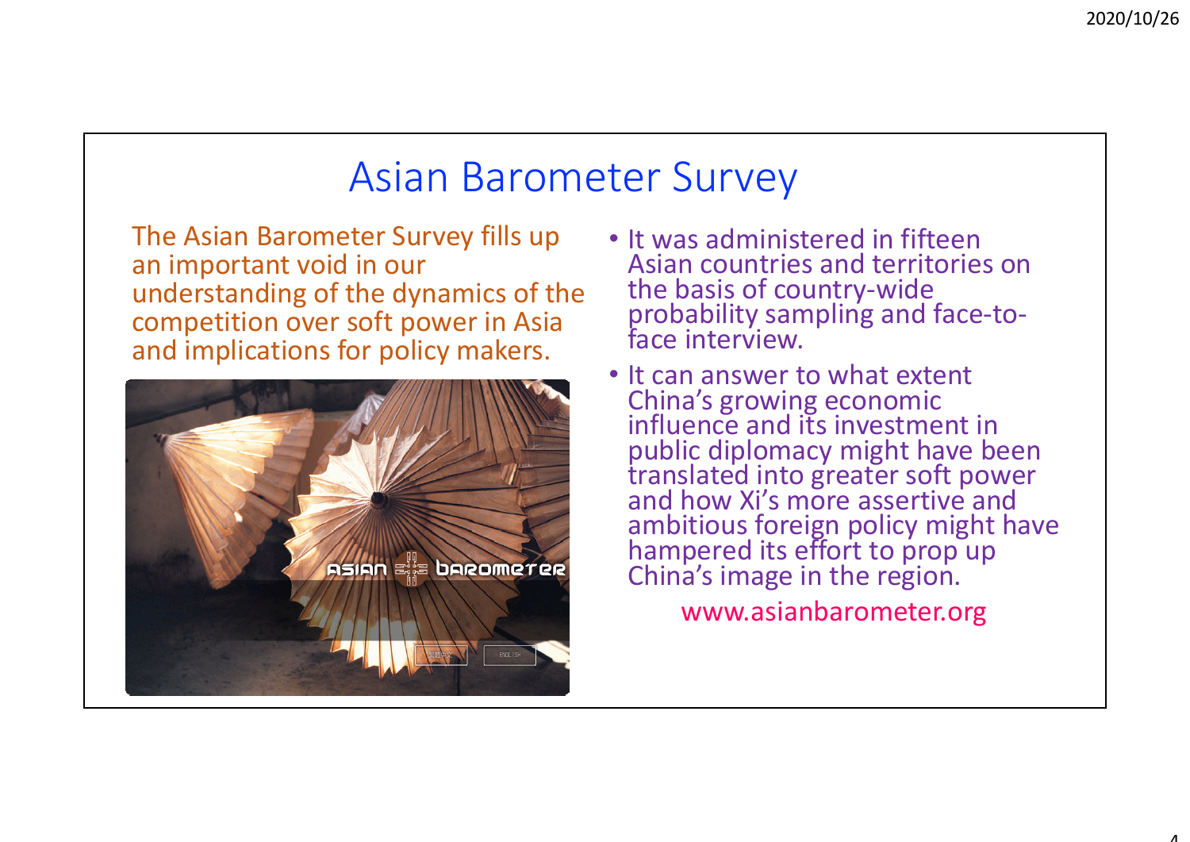# Asian Barometer Survey

The Asian Barometer Survey fills up an important void in our understanding of the dynamics of the competition over soft power in Asia and implications for policy makers.

- It was administered in fifteen Asian countries and territories on the basis of country-wide probability sampling and face-to-face interview.
- It can answer to what extent China's growing economic influence and its investment in public diplomacy might have been translated into greater soft power and how Xi's more assertive and ambitious foreign policy might have hampered its effort to prop up China's image in the region.

www.asianbarometer.org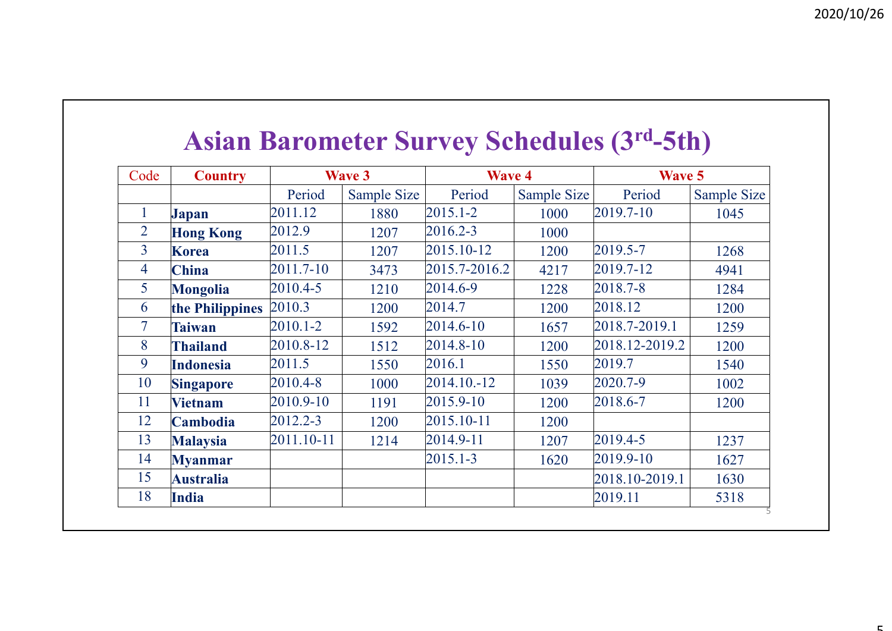# Asian Barometer Survey Schedules (3rd-5th)

| Code | Country | Wave 3 | | Wave 4 | | Wave 5 | |
|---|---|---|---|---|---|---|---|
| | | Period | Sample Size | Period | Sample Size | Period | Sample Size |
| 1 | **Japan** | 2011.12 | 1880 | 2015.1-2 | 1000 | 2019.7-10 | 1045 |
| 2 | **Hong Kong** | 2012.9 | 1207 | 2016.2-3 | 1000 | | |
| 3 | **Korea** | 2011.5 | 1207 | 2015.10-12 | 1200 | 2019.5-7 | 1268 |
| 4 | **China** | 2011.7-10 | 3473 | 2015.7-2016.2 | 4217 | 2019.7-12 | 4941 |
| 5 | **Mongolia** | 2010.4-5 | 1210 | 2014.6-9 | 1228 | 2018.7-8 | 1284 |
| 6 | **the Philippines** | 2010.3 | 1200 | 2014.7 | 1200 | 2018.12 | 1200 |
| 7 | **Taiwan** | 2010.1-2 | 1592 | 2014.6-10 | 1657 | 2018.7-2019.1 | 1259 |
| 8 | **Thailand** | 2010.8-12 | 1512 | 2014.8-10 | 1200 | 2018.12-2019.2 | 1200 |
| 9 | **Indonesia** | 2011.5 | 1550 | 2016.1 | 1550 | 2019.7 | 1540 |
| 10 | **Singapore** | 2010.4-8 | 1000 | 2014.10.-12 | 1039 | 2020.7-9 | 1002 |
| 11 | **Vietnam** | 2010.9-10 | 1191 | 2015.9-10 | 1200 | 2018.6-7 | 1200 |
| 12 | **Cambodia** | 2012.2-3 | 1200 | 2015.10-11 | 1200 | | |
| 13 | **Malaysia** | 2011.10-11 | 1214 | 2014.9-11 | 1207 | 2019.4-5 | 1237 |
| 14 | **Myanmar** | | | 2015.1-3 | 1620 | 2019.9-10 | 1627 |
| 15 | **Australia** | | | | | 2018.10-2019.1 | 1630 |
| 18 | **India** | | | | | 2019.11 | 5318 |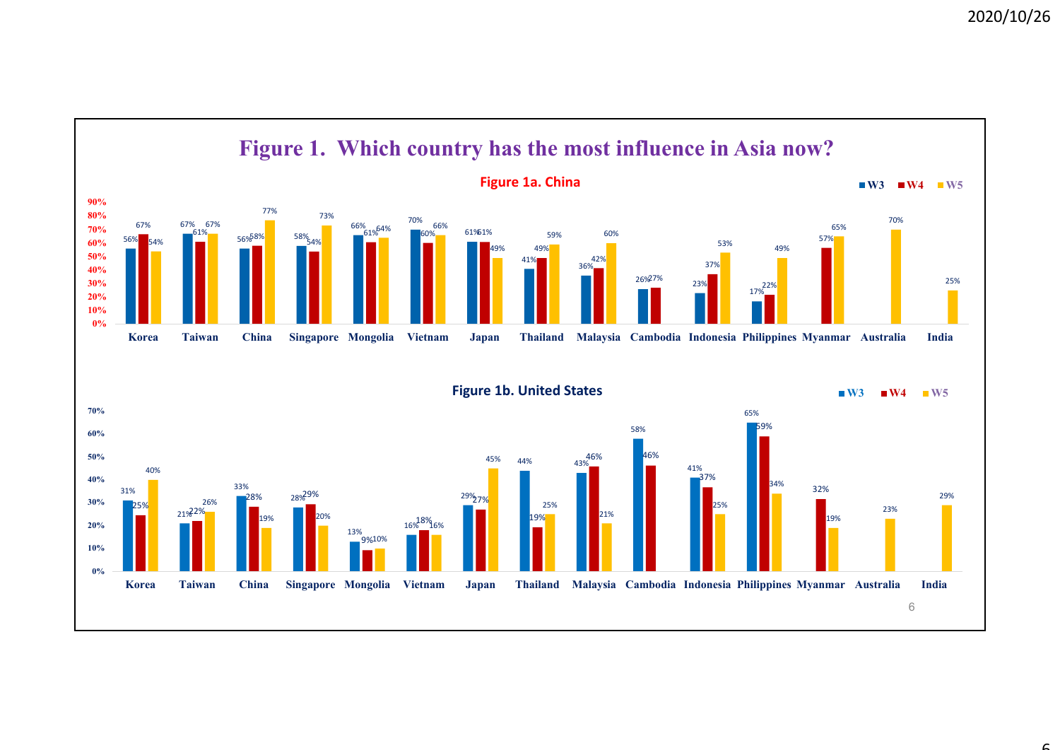# Figure 1. Which country has the most influence in Asia now?

**Figure 1a. China**

| Country | W3 | W4 | W5 |
|---|---|---|---|
| Korea | 56% | 67% | 54% |
| Taiwan | 67% | 61% | 67% |
| China | 56% | 58% | 77% |
| Singapore | 58% | 54% | 73% |
| Mongolia | 66% | 61% | 64% |
| Vietnam | 70% | 60% | 66% |
| Japan | 61% | 61% | 49% |
| Thailand | 41% | 49% | 59% |
| Malaysia | 36% | 42% | 60% |
| Cambodia | 26% | 27% | |
| Indonesia | 23% | 37% | 53% |
| Philippines | 17% | 22% | 49% |
| Myanmar | | 57% | 65% |
| Australia | | | 70% |
| India | | | 25% |

**Figure 1b. United States**

| Country | W3 | W4 | W5 |
|---|---|---|---|
| Korea | 31% | 25% | 40% |
| Taiwan | 21% | 22% | 26% |
| China | 33% | 28% | 19% |
| Singapore | 28% | 29% | 20% |
| Mongolia | 13% | 9% | 10% |
| Vietnam | 16% | 18% | 16% |
| Japan | 29% | 27% | 45% |
| Thailand | 44% | 19% | 25% |
| Malaysia | 43% | 46% | 21% |
| Cambodia | 58% | 46% | |
| Indonesia | 41% | 37% | 25% |
| Philippines | 65% | 59% | 34% |
| Myanmar | | 32% | 19% |
| Australia | | | 23% |
| India | | | 29% |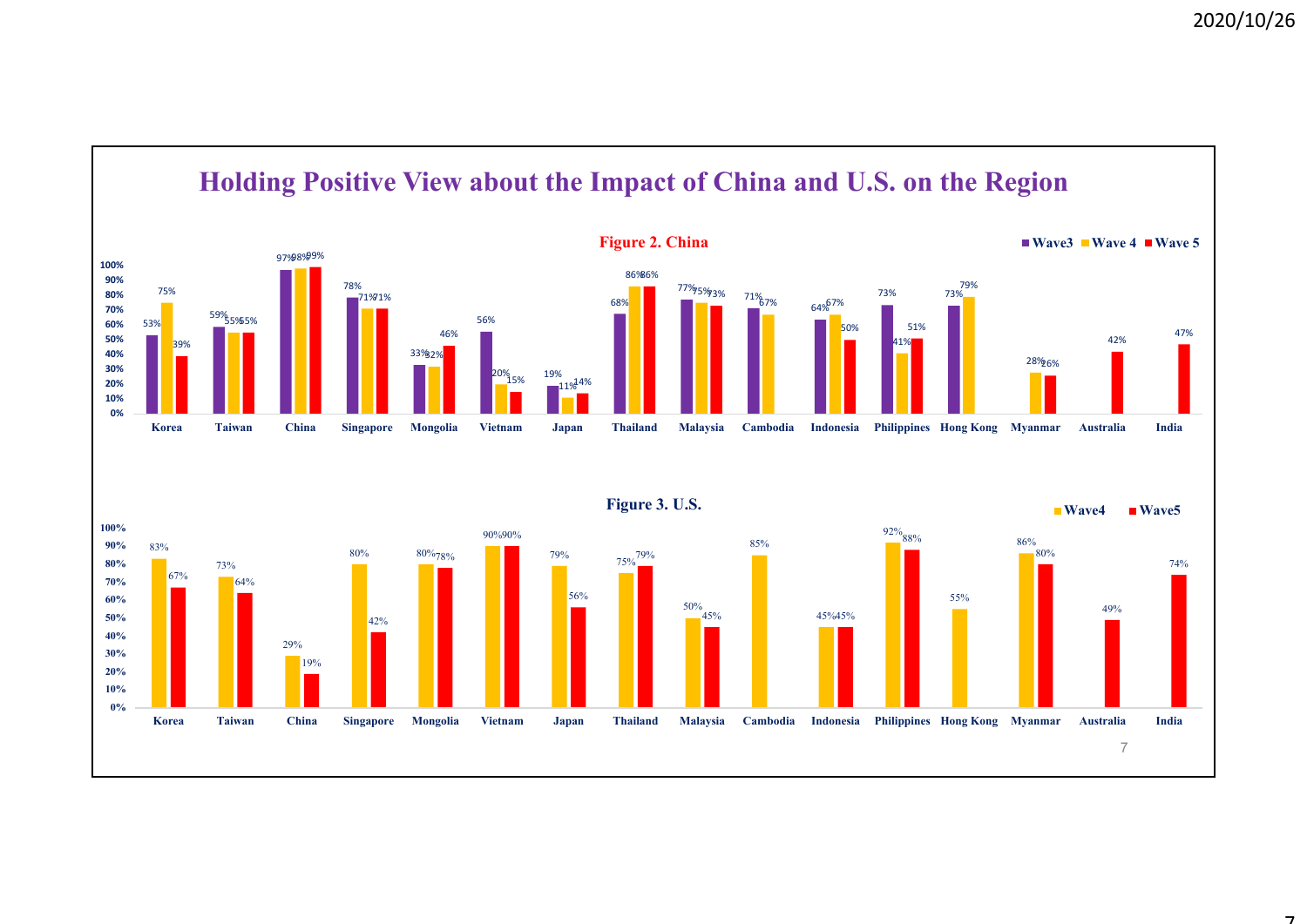# Holding Positive View about the Impact of China and U.S. on the Region

**Figure 2. China**

| | Wave3 | Wave 4 | Wave 5 |
|---|---|---|---|
| Korea | 53% | 75% | 39% |
| Taiwan | 59% | 55% | 55% |
| China | 97% | 98% | 99% |
| Singapore | 78% | 71% | 71% |
| Mongolia | 33% | 32% | 46% |
| Vietnam | 56% | 20% | 15% |
| Japan | 19% | 11% | 14% |
| Thailand | 68% | 86% | 86% |
| Malaysia | 77% | 75% | 73% |
| Cambodia | 71% | 67% | |
| Indonesia | 64% | 67% | 50% |
| Philippines | 73% | 41% | 51% |
| Hong Kong | 73% | 79% | |
| Myanmar | | 28% | 26% |
| Australia | | | 42% |
| India | | | 47% |

**Figure 3. U.S.**

| | Wave4 | Wave5 |
|---|---|---|
| Korea | 83% | 67% |
| Taiwan | 73% | 64% |
| China | 29% | 19% |
| Singapore | 80% | 42% |
| Mongolia | 80% | 78% |
| Vietnam | 90% | 90% |
| Japan | 79% | 56% |
| Thailand | 75% | 79% |
| Malaysia | 50% | 45% |
| Cambodia | 85% | |
| Indonesia | 45% | 45% |
| Philippines | 92% | 88% |
| Hong Kong | 55% | |
| Myanmar | 86% | 80% |
| Australia | | 49% |
| India | | 74% |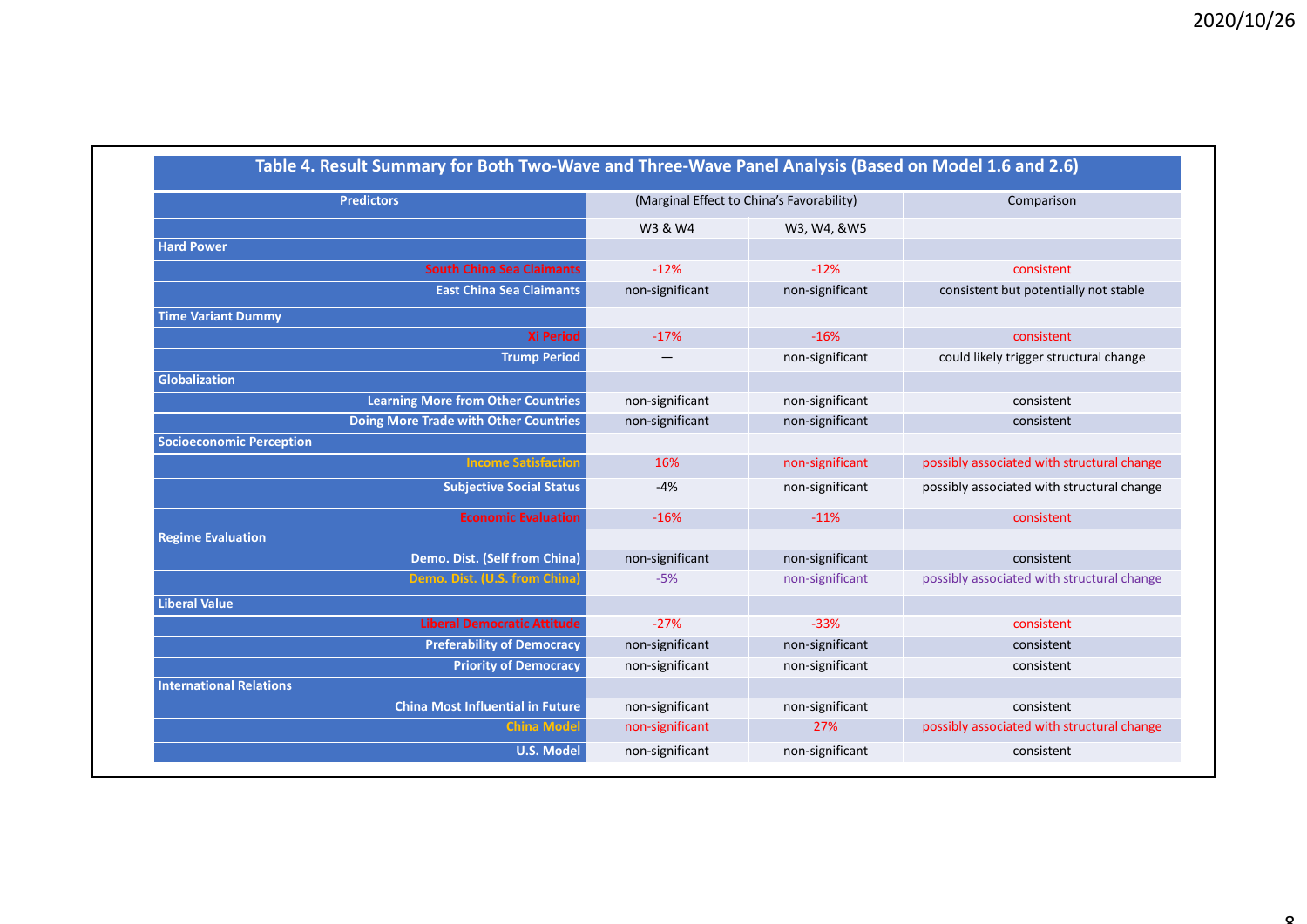| Table 4. Result Summary for Both Two-Wave and Three-Wave Panel Analysis (Based on Model 1.6 and 2.6) | | | |
|---|---|---|---|
| Predictors | (Marginal Effect to China's Favorability) | | Comparison |
| | W3 & W4 | W3, W4, &W5 | |
| **Hard Power** | | | |
| South China Sea Claimants | -12% | -12% | consistent |
| East China Sea Claimants | non-significant | non-significant | consistent but potentially not stable |
| **Time Variant Dummy** | | | |
| Xi Period | -17% | -16% | consistent |
| Trump Period | — | non-significant | could likely trigger structural change |
| **Globalization** | | | |
| Learning More from Other Countries | non-significant | non-significant | consistent |
| Doing More Trade with Other Countries | non-significant | non-significant | consistent |
| **Socioeconomic Perception** | | | |
| Income Satisfaction | 16% | non-significant | possibly associated with structural change |
| Subjective Social Status | -4% | non-significant | possibly associated with structural change |
| Economic Evaluation | -16% | -11% | consistent |
| **Regime Evaluation** | | | |
| Demo. Dist. (Self from China) | non-significant | non-significant | consistent |
| Demo. Dist. (U.S. from China) | -5% | non-significant | possibly associated with structural change |
| **Liberal Value** | | | |
| Liberal Democratic Attitude | -27% | -33% | consistent |
| Preferability of Democracy | non-significant | non-significant | consistent |
| Priority of Democracy | non-significant | non-significant | consistent |
| **International Relations** | | | |
| China Most Influential in Future | non-significant | non-significant | consistent |
| China Model | non-significant | 27% | possibly associated with structural change |
| U.S. Model | non-significant | non-significant | consistent |